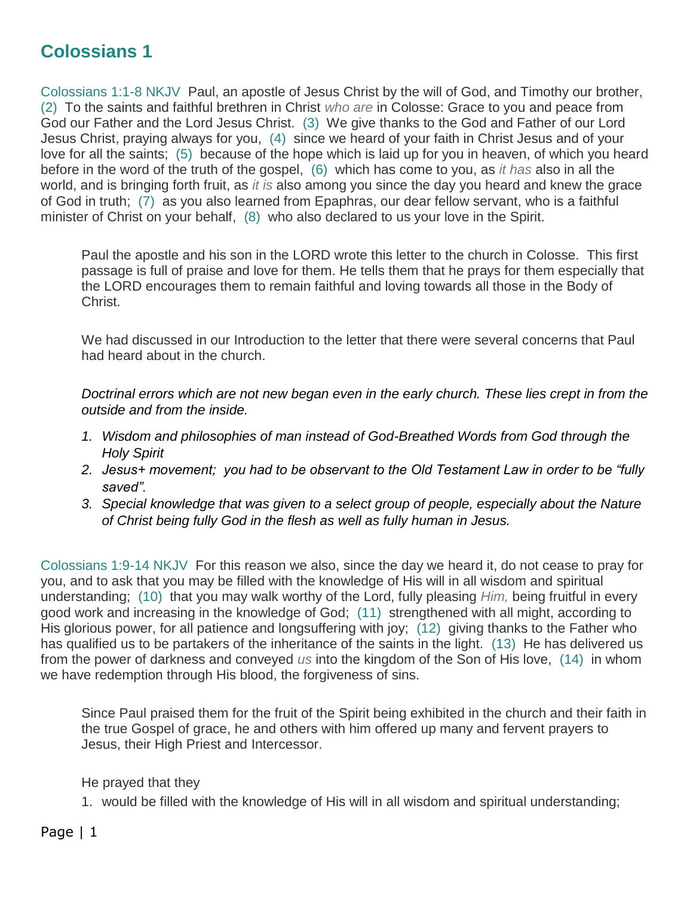# Colossians 1

Colossians 1:1-8 NKJV Paul, an apostle of Jesus Christ by the will of God, and Timothy our brother, (2) To the saints and faithful brethren in Christ *who are* in Colosse: Grace to you and peace from God our Father and the Lord Jesus Christ. (3) We give thanks to the God and Father of our Lord Jesus Christ, praying always for you, (4) since we heard of your faith in Christ Jesus and of your love for all the saints; (5) because of the hope which is laid up for you in heaven, of which you heard before in the word of the truth of the gospel, (6) which has come to you, as *it has* also in all the world, and is bringing forth fruit, as *it is* also among you since the day you heard and knew the grace of God in truth; (7) as you also learned from Epaphras, our dear fellow servant, who is a faithful minister of Christ on your behalf, (8) who also declared to us your love in the Spirit.

Paul the apostle and his son in the LORD wrote this letter to the church in Colosse. This first passage is full of praise and love for them. He tells them that he prays for them especially that the LORD encourages them to remain faithful and loving towards all those in the Body of Christ.

We had discussed in our Introduction to the letter that there were several concerns that Paul had heard about in the church.

*Doctrinal errors which are not new began even in the early church. These lies crept in from the outside and from the inside.*

1. *Wisdom and philosophies of man instead of God-Breathed Words from God through the Holy Spirit*
2. *Jesus+ movement; you had to be observant to the Old Testament Law in order to be "fully saved".*
3. *Special knowledge that was given to a select group of people, especially about the Nature of Christ being fully God in the flesh as well as fully human in Jesus.*

Colossians 1:9-14 NKJV For this reason we also, since the day we heard it, do not cease to pray for you, and to ask that you may be filled with the knowledge of His will in all wisdom and spiritual understanding; (10) that you may walk worthy of the Lord, fully pleasing *Him,* being fruitful in every good work and increasing in the knowledge of God; (11) strengthened with all might, according to His glorious power, for all patience and longsuffering with joy; (12) giving thanks to the Father who has qualified us to be partakers of the inheritance of the saints in the light. (13) He has delivered us from the power of darkness and conveyed *us* into the kingdom of the Son of His love, (14) in whom we have redemption through His blood, the forgiveness of sins.

Since Paul praised them for the fruit of the Spirit being exhibited in the church and their faith in the true Gospel of grace, he and others with him offered up many and fervent prayers to Jesus, their High Priest and Intercessor.

He prayed that they

1. would be filled with the knowledge of His will in all wisdom and spiritual understanding;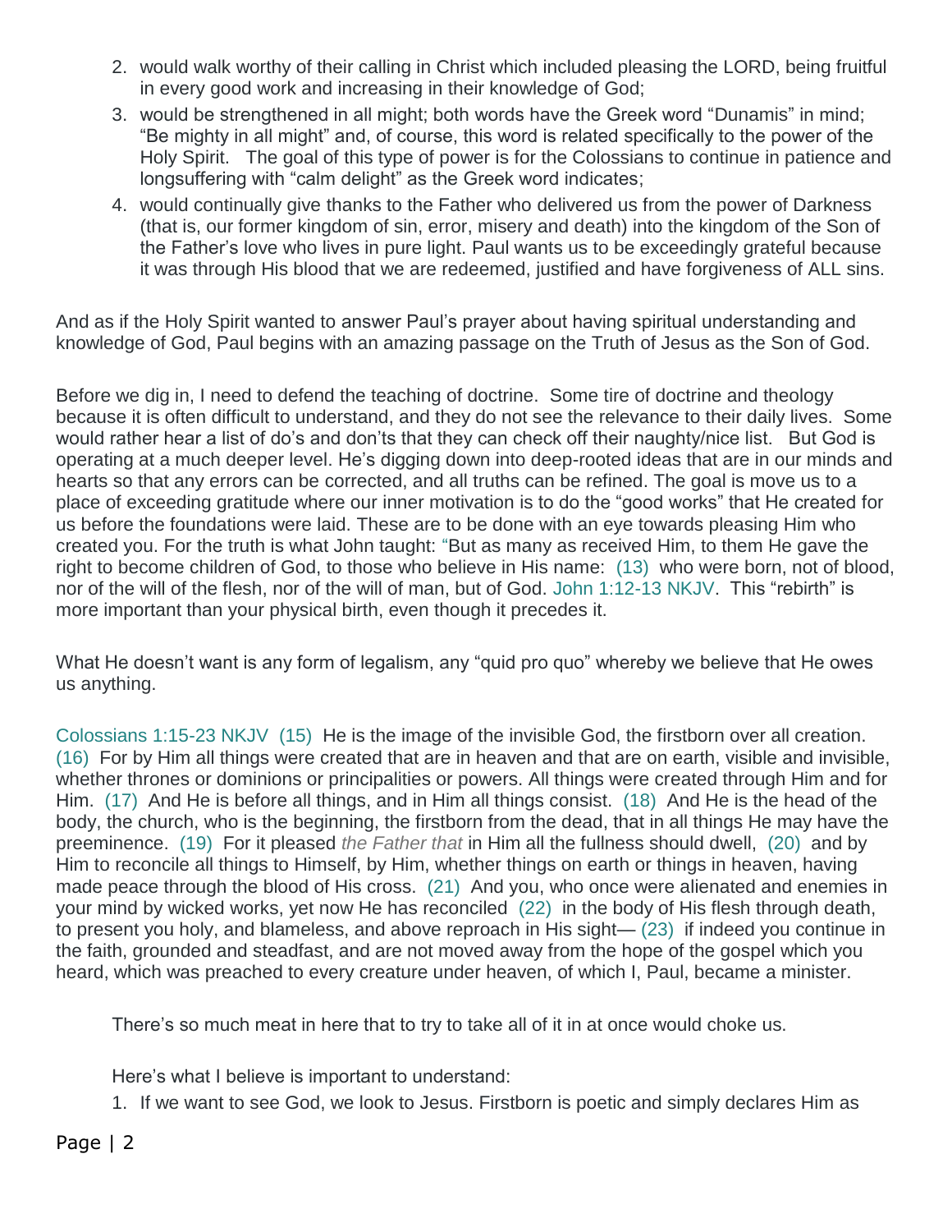2. would walk worthy of their calling in Christ which included pleasing the LORD, being fruitful in every good work and increasing in their knowledge of God;
3. would be strengthened in all might; both words have the Greek word "Dunamis" in mind; "Be mighty in all might" and, of course, this word is related specifically to the power of the Holy Spirit. The goal of this type of power is for the Colossians to continue in patience and longsuffering with "calm delight" as the Greek word indicates;
4. would continually give thanks to the Father who delivered us from the power of Darkness (that is, our former kingdom of sin, error, misery and death) into the kingdom of the Son of the Father's love who lives in pure light. Paul wants us to be exceedingly grateful because it was through His blood that we are redeemed, justified and have forgiveness of ALL sins.

And as if the Holy Spirit wanted to answer Paul's prayer about having spiritual understanding and knowledge of God, Paul begins with an amazing passage on the Truth of Jesus as the Son of God.

Before we dig in, I need to defend the teaching of doctrine. Some tire of doctrine and theology because it is often difficult to understand, and they do not see the relevance to their daily lives. Some would rather hear a list of do's and don'ts that they can check off their naughty/nice list. But God is operating at a much deeper level. He's digging down into deep-rooted ideas that are in our minds and hearts so that any errors can be corrected, and all truths can be refined. The goal is move us to a place of exceeding gratitude where our inner motivation is to do the "good works" that He created for us before the foundations were laid. These are to be done with an eye towards pleasing Him who created you. For the truth is what John taught: "But as many as received Him, to them He gave the right to become children of God, to those who believe in His name: (13) who were born, not of blood, nor of the will of the flesh, nor of the will of man, but of God. John 1:12-13 NKJV. This "rebirth" is more important than your physical birth, even though it precedes it.

What He doesn't want is any form of legalism, any "quid pro quo" whereby we believe that He owes us anything.

Colossians 1:15-23 NKJV (15) He is the image of the invisible God, the firstborn over all creation. (16) For by Him all things were created that are in heaven and that are on earth, visible and invisible, whether thrones or dominions or principalities or powers. All things were created through Him and for Him. (17) And He is before all things, and in Him all things consist. (18) And He is the head of the body, the church, who is the beginning, the firstborn from the dead, that in all things He may have the preeminence. (19) For it pleased *the Father that* in Him all the fullness should dwell, (20) and by Him to reconcile all things to Himself, by Him, whether things on earth or things in heaven, having made peace through the blood of His cross. (21) And you, who once were alienated and enemies in your mind by wicked works, yet now He has reconciled (22) in the body of His flesh through death, to present you holy, and blameless, and above reproach in His sight— (23) if indeed you continue in the faith, grounded and steadfast, and are not moved away from the hope of the gospel which you heard, which was preached to every creature under heaven, of which I, Paul, became a minister.

There's so much meat in here that to try to take all of it in at once would choke us.

Here's what I believe is important to understand:

1. If we want to see God, we look to Jesus. Firstborn is poetic and simply declares Him as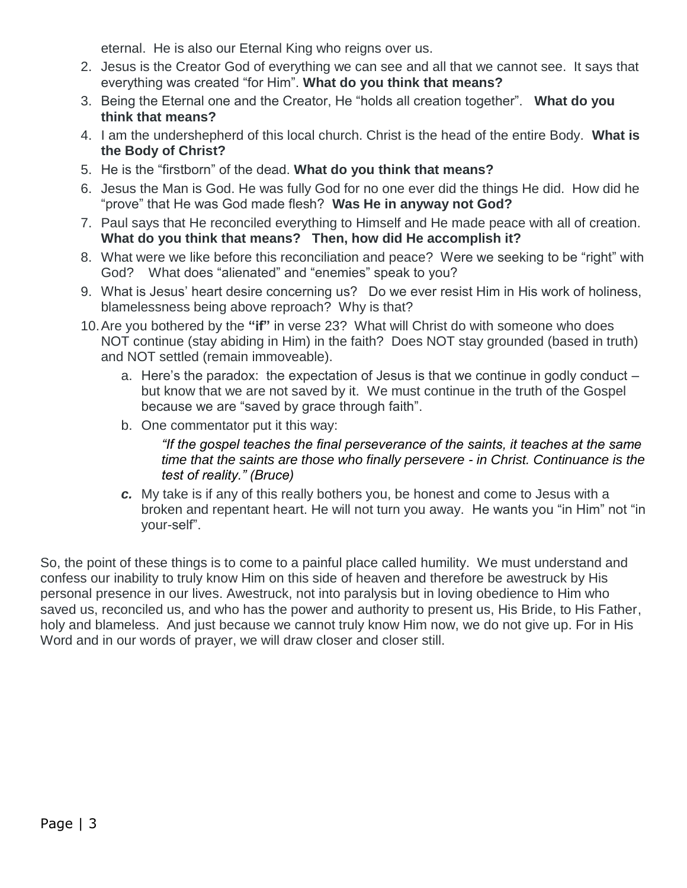eternal. He is also our Eternal King who reigns over us.

2. Jesus is the Creator God of everything we can see and all that we cannot see. It says that everything was created "for Him". **What do you think that means?**
3. Being the Eternal one and the Creator, He "holds all creation together". **What do you think that means?**
4. I am the undershepherd of this local church. Christ is the head of the entire Body. **What is the Body of Christ?**
5. He is the "firstborn" of the dead. **What do you think that means?**
6. Jesus the Man is God. He was fully God for no one ever did the things He did. How did he "prove" that He was God made flesh? **Was He in anyway not God?**
7. Paul says that He reconciled everything to Himself and He made peace with all of creation. **What do you think that means? Then, how did He accomplish it?**
8. What were we like before this reconciliation and peace? Were we seeking to be "right" with God? What does "alienated" and "enemies" speak to you?
9. What is Jesus' heart desire concerning us? Do we ever resist Him in His work of holiness, blamelessness being above reproach? Why is that?
10. Are you bothered by the **"if"** in verse 23? What will Christ do with someone who does NOT continue (stay abiding in Him) in the faith? Does NOT stay grounded (based in truth) and NOT settled (remain immoveable).
    a. Here's the paradox: the expectation of Jesus is that we continue in godly conduct – but know that we are not saved by it. We must continue in the truth of the Gospel because we are "saved by grace through faith".
    b. One commentator put it this way:

       *"If the gospel teaches the final perseverance of the saints, it teaches at the same time that the saints are those who finally persevere - in Christ. Continuance is the test of reality." (Bruce)*

    ***c.*** My take is if any of this really bothers you, be honest and come to Jesus with a broken and repentant heart. He will not turn you away. He wants you "in Him" not "in your-self".

So, the point of these things is to come to a painful place called humility. We must understand and confess our inability to truly know Him on this side of heaven and therefore be awestruck by His personal presence in our lives. Awestruck, not into paralysis but in loving obedience to Him who saved us, reconciled us, and who has the power and authority to present us, His Bride, to His Father, holy and blameless. And just because we cannot truly know Him now, we do not give up. For in His Word and in our words of prayer, we will draw closer and closer still.